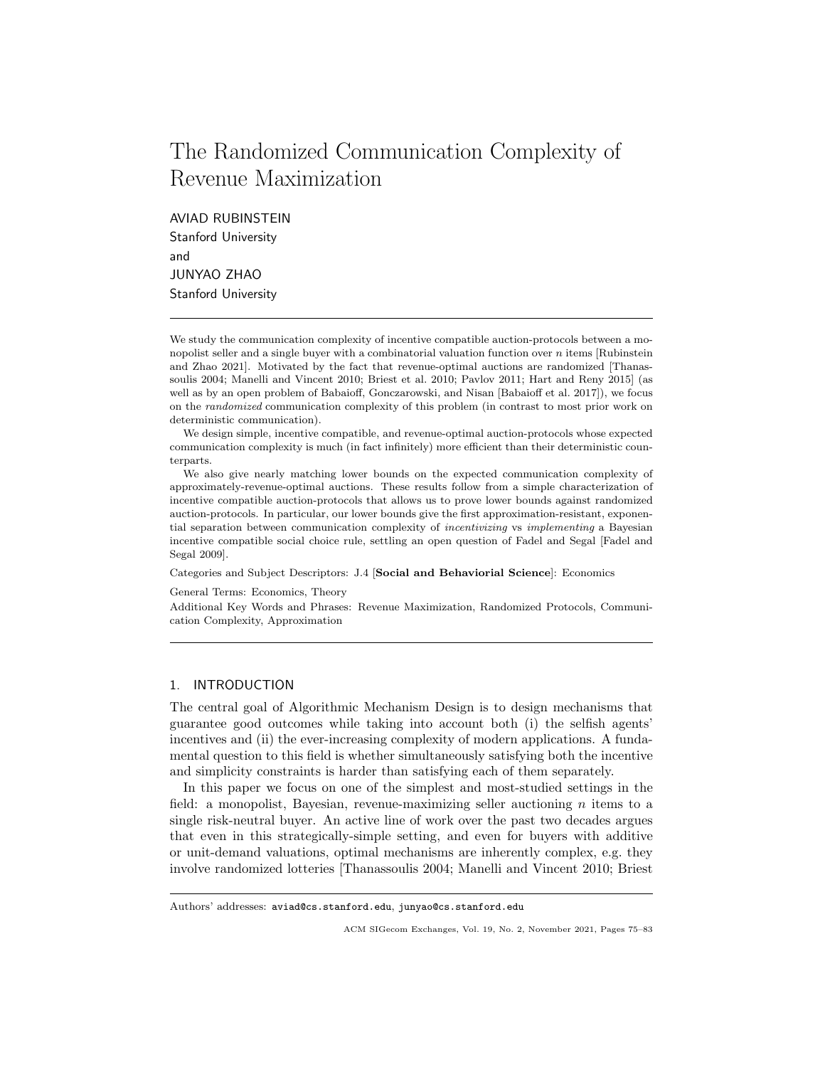# The Randomized Communication Complexity of Revenue Maximization

AVIAD RUBINSTEIN
Stanford University
and
JUNYAO ZHAO
Stanford University

We study the communication complexity of incentive compatible auction-protocols between a monopolist seller and a single buyer with a combinatorial valuation function over $n$ items [Rubinstein and Zhao 2021]. Motivated by the fact that revenue-optimal auctions are randomized [Thanassoulis 2004; Manelli and Vincent 2010; Briest et al. 2010; Pavlov 2011; Hart and Reny 2015] (as well as by an open problem of Babaioff, Gonczarowski, and Nisan [Babaioff et al. 2017]), we focus on the *randomized* communication complexity of this problem (in contrast to most prior work on deterministic communication).

We design simple, incentive compatible, and revenue-optimal auction-protocols whose expected communication complexity is much (in fact infinitely) more efficient than their deterministic counterparts.

We also give nearly matching lower bounds on the expected communication complexity of approximately-revenue-optimal auctions. These results follow from a simple characterization of incentive compatible auction-protocols that allows us to prove lower bounds against randomized auction-protocols. In particular, our lower bounds give the first approximation-resistant, exponential separation between communication complexity of *incentivizing* vs *implementing* a Bayesian incentive compatible social choice rule, settling an open question of Fadel and Segal [Fadel and Segal 2009].

Categories and Subject Descriptors: J.4 [**Social and Behaviorial Science**]: Economics

General Terms: Economics, Theory

Additional Key Words and Phrases: Revenue Maximization, Randomized Protocols, Communication Complexity, Approximation

## 1. INTRODUCTION

The central goal of Algorithmic Mechanism Design is to design mechanisms that guarantee good outcomes while taking into account both (i) the selfish agents' incentives and (ii) the ever-increasing complexity of modern applications. A fundamental question to this field is whether simultaneously satisfying both the incentive and simplicity constraints is harder than satisfying each of them separately.

In this paper we focus on one of the simplest and most-studied settings in the field: a monopolist, Bayesian, revenue-maximizing seller auctioning $n$ items to a single risk-neutral buyer. An active line of work over the past two decades argues that even in this strategically-simple setting, and even for buyers with additive or unit-demand valuations, optimal mechanisms are inherently complex, e.g. they involve randomized lotteries [Thanassoulis 2004; Manelli and Vincent 2010; Briest

Authors' addresses: aviad@cs.stanford.edu, junyao@cs.stanford.edu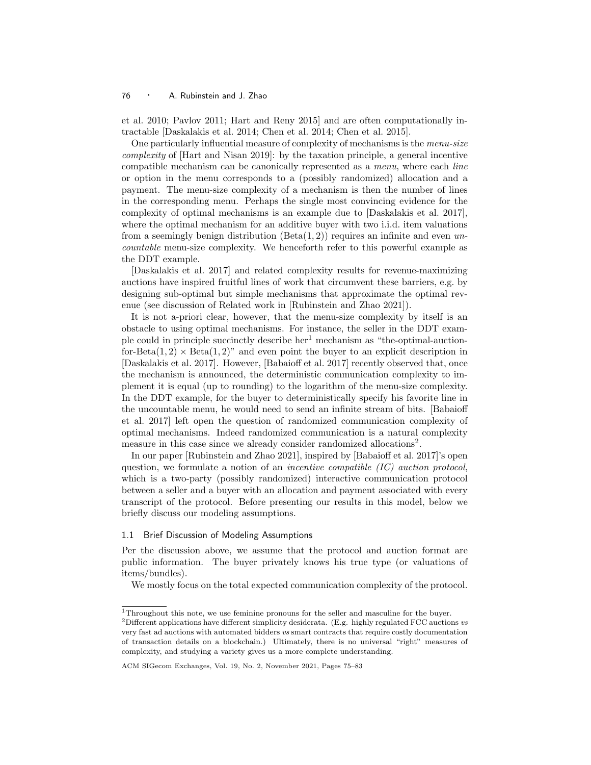et al. 2010; Pavlov 2011; Hart and Reny 2015] and are often computationally intractable [Daskalakis et al. 2014; Chen et al. 2014; Chen et al. 2015].

One particularly influential measure of complexity of mechanisms is the *menu-size complexity* of [Hart and Nisan 2019]: by the taxation principle, a general incentive compatible mechanism can be canonically represented as a *menu*, where each *line* or option in the menu corresponds to a (possibly randomized) allocation and a payment. The menu-size complexity of a mechanism is then the number of lines in the corresponding menu. Perhaps the single most convincing evidence for the complexity of optimal mechanisms is an example due to [Daskalakis et al. 2017], where the optimal mechanism for an additive buyer with two i.i.d. item valuations from a seemingly benign distribution ($\text{Beta}(1, 2)$) requires an infinite and even *uncountable* menu-size complexity. We henceforth refer to this powerful example as the DDT example.

[Daskalakis et al. 2017] and related complexity results for revenue-maximizing auctions have inspired fruitful lines of work that circumvent these barriers, e.g. by designing sub-optimal but simple mechanisms that approximate the optimal revenue (see discussion of Related work in [Rubinstein and Zhao 2021]).

It is not a-priori clear, however, that the menu-size complexity by itself is an obstacle to using optimal mechanisms. For instance, the seller in the DDT example could in principle succinctly describe her[1] mechanism as "the-optimal-auction-for-$\text{Beta}(1, 2) \times \text{Beta}(1, 2)$" and even point the buyer to an explicit description in [Daskalakis et al. 2017]. However, [Babaioff et al. 2017] recently observed that, once the mechanism is announced, the deterministic communication complexity to implement it is equal (up to rounding) to the logarithm of the menu-size complexity. In the DDT example, for the buyer to deterministically specify his favorite line in the uncountable menu, he would need to send an infinite stream of bits. [Babaioff et al. 2017] left open the question of randomized communication complexity of optimal mechanisms. Indeed randomized communication is a natural complexity measure in this case since we already consider randomized allocations[2].

In our paper [Rubinstein and Zhao 2021], inspired by [Babaioff et al. 2017]'s open question, we formulate a notion of an *incentive compatible (IC) auction protocol*, which is a two-party (possibly randomized) interactive communication protocol between a seller and a buyer with an allocation and payment associated with every transcript of the protocol. Before presenting our results in this model, below we briefly discuss our modeling assumptions.

### 1.1 Brief Discussion of Modeling Assumptions

Per the discussion above, we assume that the protocol and auction format are public information. The buyer privately knows his true type (or valuations of items/bundles).

We mostly focus on the total expected communication complexity of the protocol.

[1] Throughout this note, we use feminine pronouns for the seller and masculine for the buyer.

[2] Different applications have different simplicity desiderata. (E.g. highly regulated FCC auctions *vs* very fast ad auctions with automated bidders *vs* smart contracts that require costly documentation of transaction details on a blockchain.) Ultimately, there is no universal "right" measures of complexity, and studying a variety gives us a more complete understanding.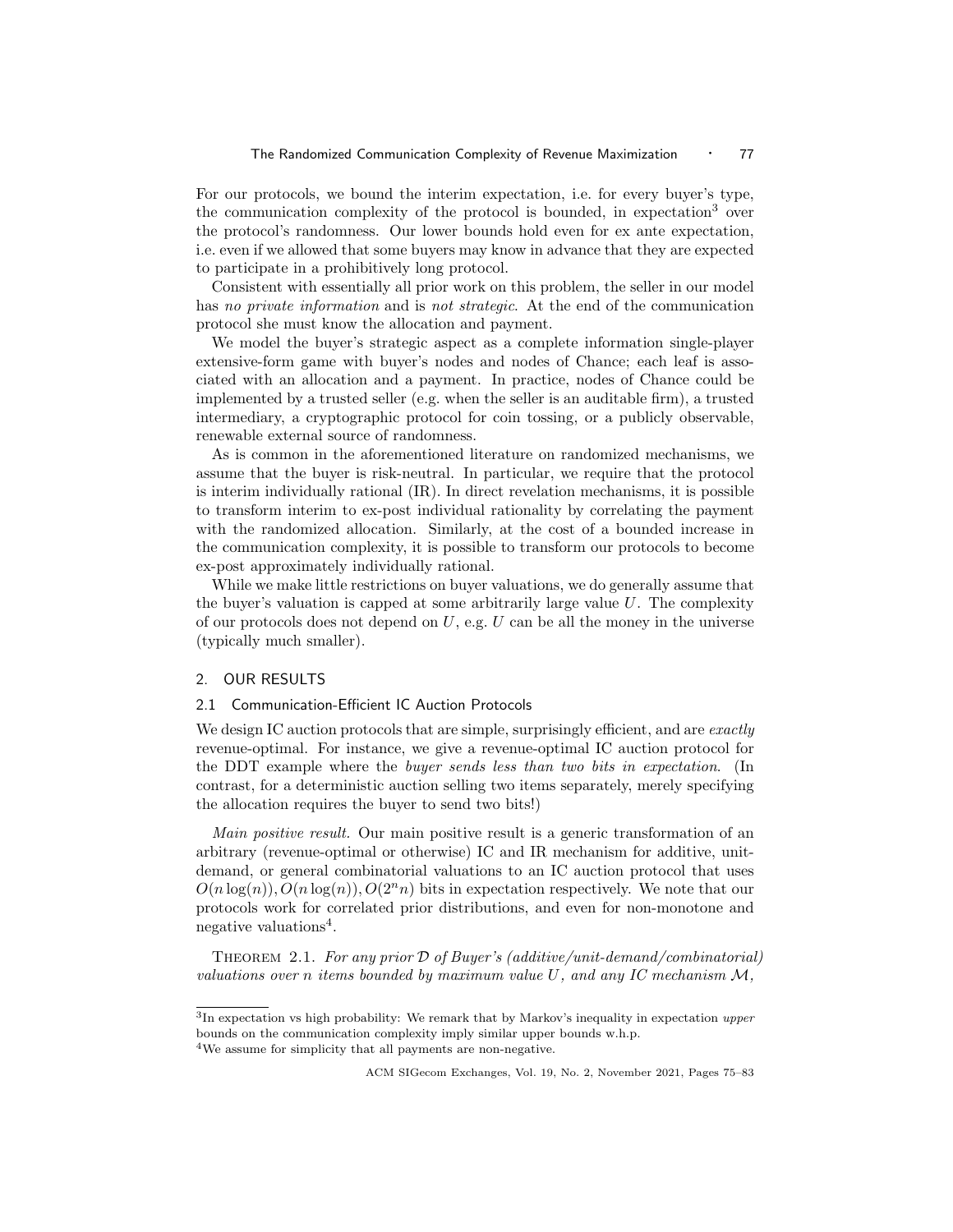For our protocols, we bound the interim expectation, i.e. for every buyer's type, the communication complexity of the protocol is bounded, in expectation[3] over the protocol's randomness. Our lower bounds hold even for ex ante expectation, i.e. even if we allowed that some buyers may know in advance that they are expected to participate in a prohibitively long protocol.

Consistent with essentially all prior work on this problem, the seller in our model has *no private information* and is *not strategic*. At the end of the communication protocol she must know the allocation and payment.

We model the buyer's strategic aspect as a complete information single-player extensive-form game with buyer's nodes and nodes of Chance; each leaf is associated with an allocation and a payment. In practice, nodes of Chance could be implemented by a trusted seller (e.g. when the seller is an auditable firm), a trusted intermediary, a cryptographic protocol for coin tossing, or a publicly observable, renewable external source of randomness.

As is common in the aforementioned literature on randomized mechanisms, we assume that the buyer is risk-neutral. In particular, we require that the protocol is interim individually rational (IR). In direct revelation mechanisms, it is possible to transform interim to ex-post individual rationality by correlating the payment with the randomized allocation. Similarly, at the cost of a bounded increase in the communication complexity, it is possible to transform our protocols to become ex-post approximately individually rational.

While we make little restrictions on buyer valuations, we do generally assume that the buyer's valuation is capped at some arbitrarily large value $U$. The complexity of our protocols does not depend on $U$, e.g. $U$ can be all the money in the universe (typically much smaller).

## 2. OUR RESULTS

### 2.1 Communication-Efficient IC Auction Protocols

We design IC auction protocols that are simple, surprisingly efficient, and are *exactly* revenue-optimal. For instance, we give a revenue-optimal IC auction protocol for the DDT example where the *buyer sends less than two bits in expectation*. (In contrast, for a deterministic auction selling two items separately, merely specifying the allocation requires the buyer to send two bits!)

*Main positive result.* Our main positive result is a generic transformation of an arbitrary (revenue-optimal or otherwise) IC and IR mechanism for additive, unit-demand, or general combinatorial valuations to an IC auction protocol that uses $O(n \log(n)), O(n \log(n)), O(2^n n)$ bits in expectation respectively. We note that our protocols work for correlated prior distributions, and even for non-monotone and negative valuations[4].

THEOREM 2.1. *For any prior $\mathcal{D}$ of Buyer's (additive/unit-demand/combinatorial) valuations over $n$ items bounded by maximum value $U$, and any IC mechanism $\mathcal{M}$,*

---

[3] In expectation vs high probability: We remark that by Markov's inequality in expectation *upper* bounds on the communication complexity imply similar upper bounds w.h.p.

[4] We assume for simplicity that all payments are non-negative.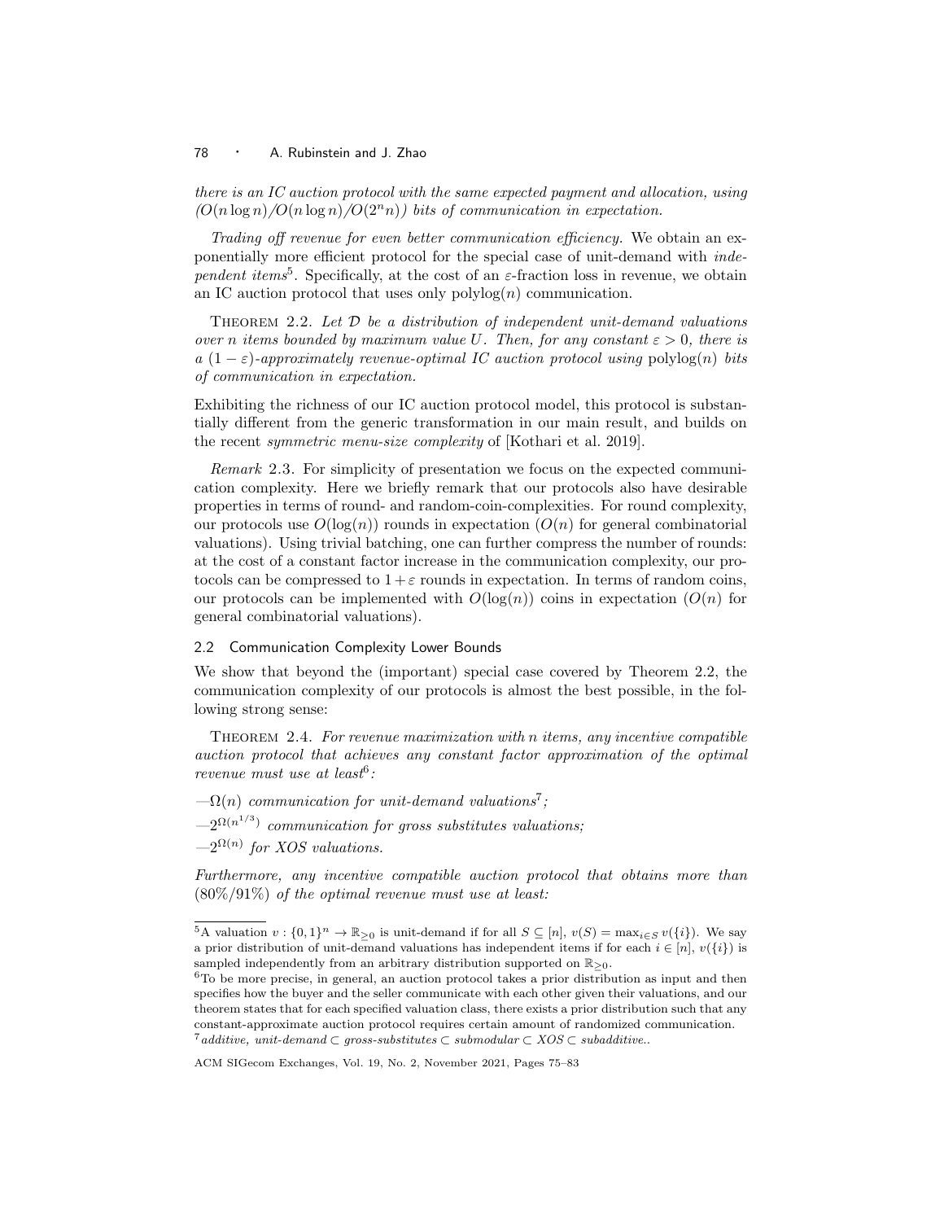*there is an IC auction protocol with the same expected payment and allocation, using $(O(n \log n)/O(n \log n)/O(2^n n))$ bits of communication in expectation.*

*Trading off revenue for even better communication efficiency.* We obtain an exponentially more efficient protocol for the special case of unit-demand with *independent items*[5]. Specifically, at the cost of an $\varepsilon$-fraction loss in revenue, we obtain an IC auction protocol that uses only $\text{polylog}(n)$ communication.

Theorem 2.2. *Let $\mathcal{D}$ be a distribution of independent unit-demand valuations over n items bounded by maximum value $U$. Then, for any constant $\varepsilon > 0$, there is a $(1 - \varepsilon)$-approximately revenue-optimal IC auction protocol using* $\text{polylog}(n)$ *bits of communication in expectation.*

Exhibiting the richness of our IC auction protocol model, this protocol is substantially different from the generic transformation in our main result, and builds on the recent *symmetric menu-size complexity* of [Kothari et al. 2019].

*Remark* 2.3. For simplicity of presentation we focus on the expected communication complexity. Here we briefly remark that our protocols also have desirable properties in terms of round- and random-coin-complexities. For round complexity, our protocols use $O(\log(n))$ rounds in expectation ($O(n)$ for general combinatorial valuations). Using trivial batching, one can further compress the number of rounds: at the cost of a constant factor increase in the communication complexity, our protocols can be compressed to $1 + \varepsilon$ rounds in expectation. In terms of random coins, our protocols can be implemented with $O(\log(n))$ coins in expectation ($O(n)$ for general combinatorial valuations).

## 2.2 Communication Complexity Lower Bounds

We show that beyond the (important) special case covered by Theorem 2.2, the communication complexity of our protocols is almost the best possible, in the following strong sense:

Theorem 2.4. *For revenue maximization with n items, any incentive compatible auction protocol that achieves any constant factor approximation of the optimal revenue must use at least*[6]*:*

- *$\Omega(n)$ communication for unit-demand valuations*[7]*;*
- *$2^{\Omega(n^{1/3})}$ communication for gross substitutes valuations;*
- *$2^{\Omega(n)}$ for XOS valuations.*

*Furthermore, any incentive compatible auction protocol that obtains more than (80%/91%) of the optimal revenue must use at least:*

---

[5] A valuation $v : \{0, 1\}^n \to \mathbb{R}_{\geq 0}$ is unit-demand if for all $S \subseteq [n]$, $v(S) = \max_{i \in S} v(\{i\})$. We say a prior distribution of unit-demand valuations has independent items if for each $i \in [n]$, $v(\{i\})$ is sampled independently from an arbitrary distribution supported on $\mathbb{R}_{\geq 0}$.

[6] To be more precise, in general, an auction protocol takes a prior distribution as input and then specifies how the buyer and the seller communicate with each other given their valuations, and our theorem states that for each specified valuation class, there exists a prior distribution such that any constant-approximate auction protocol requires certain amount of randomized communication.

[7] *additive, unit-demand $\subset$ gross-substitutes $\subset$ submodular $\subset$ XOS $\subset$ subadditive..*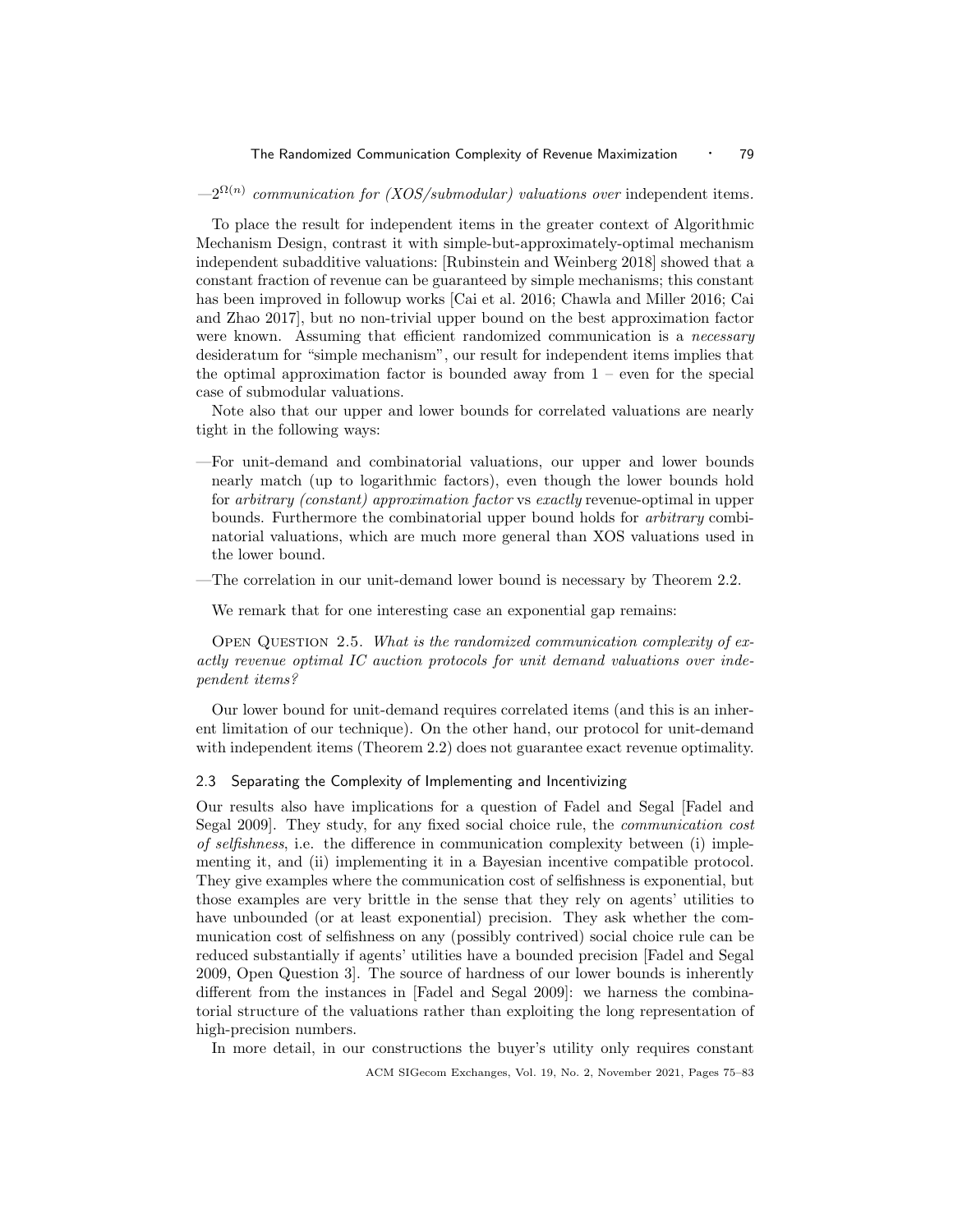—$2^{\Omega(n)}$ *communication for (XOS/submodular) valuations over* independent items.

To place the result for independent items in the greater context of Algorithmic Mechanism Design, contrast it with simple-but-approximately-optimal mechanism independent subadditive valuations: [Rubinstein and Weinberg 2018] showed that a constant fraction of revenue can be guaranteed by simple mechanisms; this constant has been improved in followup works [Cai et al. 2016; Chawla and Miller 2016; Cai and Zhao 2017], but no non-trivial upper bound on the best approximation factor were known. Assuming that efficient randomized communication is a *necessary* desideratum for "simple mechanism", our result for independent items implies that the optimal approximation factor is bounded away from 1 – even for the special case of submodular valuations.

Note also that our upper and lower bounds for correlated valuations are nearly tight in the following ways:

—For unit-demand and combinatorial valuations, our upper and lower bounds nearly match (up to logarithmic factors), even though the lower bounds hold for *arbitrary (constant) approximation factor* vs *exactly* revenue-optimal in upper bounds. Furthermore the combinatorial upper bound holds for *arbitrary* combinatorial valuations, which are much more general than XOS valuations used in the lower bound.

—The correlation in our unit-demand lower bound is necessary by Theorem 2.2.

We remark that for one interesting case an exponential gap remains:

Open Question 2.5. *What is the randomized communication complexity of exactly revenue optimal IC auction protocols for unit demand valuations over independent items?*

Our lower bound for unit-demand requires correlated items (and this is an inherent limitation of our technique). On the other hand, our protocol for unit-demand with independent items (Theorem 2.2) does not guarantee exact revenue optimality.

### 2.3 Separating the Complexity of Implementing and Incentivizing

Our results also have implications for a question of Fadel and Segal [Fadel and Segal 2009]. They study, for any fixed social choice rule, the *communication cost of selfishness*, i.e. the difference in communication complexity between (i) implementing it, and (ii) implementing it in a Bayesian incentive compatible protocol. They give examples where the communication cost of selfishness is exponential, but those examples are very brittle in the sense that they rely on agents' utilities to have unbounded (or at least exponential) precision. They ask whether the communication cost of selfishness on any (possibly contrived) social choice rule can be reduced substantially if agents' utilities have a bounded precision [Fadel and Segal 2009, Open Question 3]. The source of hardness of our lower bounds is inherently different from the instances in [Fadel and Segal 2009]: we harness the combinatorial structure of the valuations rather than exploiting the long representation of high-precision numbers.

In more detail, in our constructions the buyer's utility only requires constant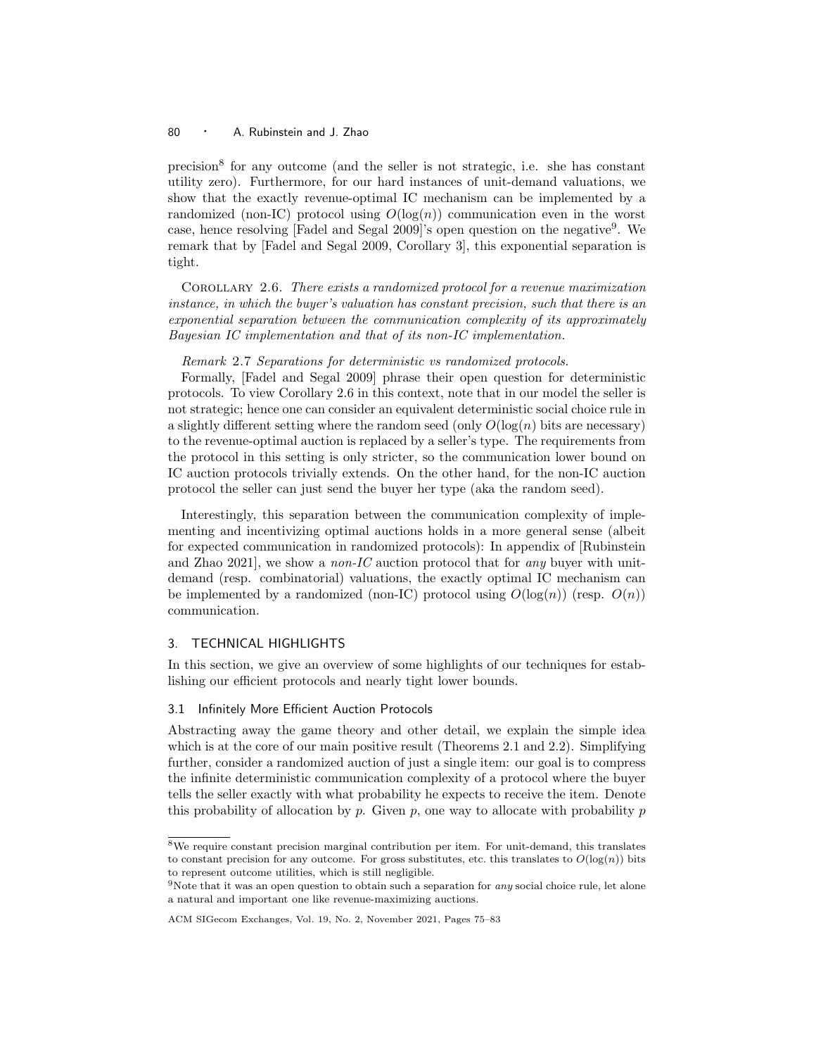precision[8] for any outcome (and the seller is not strategic, i.e. she has constant utility zero). Furthermore, for our hard instances of unit-demand valuations, we show that the exactly revenue-optimal IC mechanism can be implemented by a randomized (non-IC) protocol using $O(\log(n))$ communication even in the worst case, hence resolving [Fadel and Segal 2009]'s open question on the negative[9]. We remark that by [Fadel and Segal 2009, Corollary 3], this exponential separation is tight.

Corollary 2.6. *There exists a randomized protocol for a revenue maximization instance, in which the buyer's valuation has constant precision, such that there is an exponential separation between the communication complexity of its approximately Bayesian IC implementation and that of its non-IC implementation.*

*Remark* 2.7 *Separations for deterministic vs randomized protocols.*
Formally, [Fadel and Segal 2009] phrase their open question for deterministic protocols. To view Corollary 2.6 in this context, note that in our model the seller is not strategic; hence one can consider an equivalent deterministic social choice rule in a slightly different setting where the random seed (only $O(\log(n)$ bits are necessary) to the revenue-optimal auction is replaced by a seller's type. The requirements from the protocol in this setting is only stricter, so the communication lower bound on IC auction protocols trivially extends. On the other hand, for the non-IC auction protocol the seller can just send the buyer her type (aka the random seed).

Interestingly, this separation between the communication complexity of implementing and incentivizing optimal auctions holds in a more general sense (albeit for expected communication in randomized protocols): In appendix of [Rubinstein and Zhao 2021], we show a *non-IC* auction protocol that for *any* buyer with unit-demand (resp. combinatorial) valuations, the exactly optimal IC mechanism can be implemented by a randomized (non-IC) protocol using $O(\log(n))$ (resp. $O(n)$) communication.

## 3. TECHNICAL HIGHLIGHTS

In this section, we give an overview of some highlights of our techniques for establishing our efficient protocols and nearly tight lower bounds.

### 3.1 Infinitely More Efficient Auction Protocols

Abstracting away the game theory and other detail, we explain the simple idea which is at the core of our main positive result (Theorems 2.1 and 2.2). Simplifying further, consider a randomized auction of just a single item: our goal is to compress the infinite deterministic communication complexity of a protocol where the buyer tells the seller exactly with what probability he expects to receive the item. Denote this probability of allocation by $p$. Given $p$, one way to allocate with probability $p$

---

[8] We require constant precision marginal contribution per item. For unit-demand, this translates to constant precision for any outcome. For gross substitutes, etc. this translates to $O(\log(n))$ bits to represent outcome utilities, which is still negligible.

[9] Note that it was an open question to obtain such a separation for *any* social choice rule, let alone a natural and important one like revenue-maximizing auctions.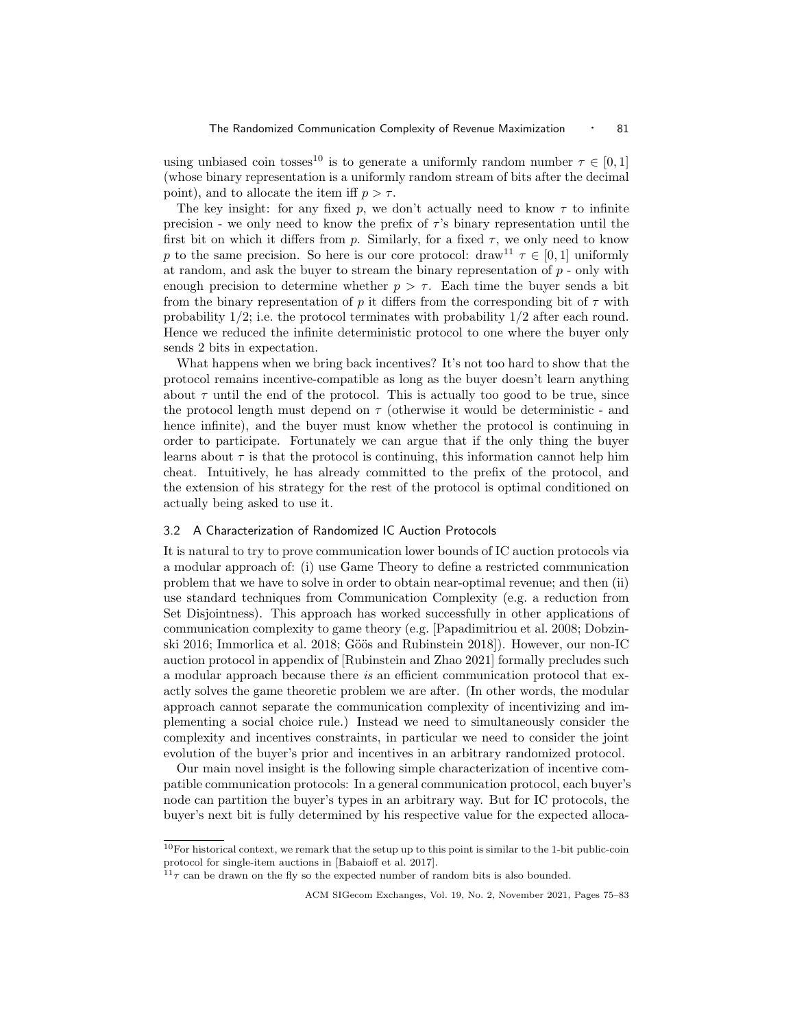using unbiased coin tosses[10] is to generate a uniformly random number $\tau \in [0, 1]$ (whose binary representation is a uniformly random stream of bits after the decimal point), and to allocate the item iff $p > \tau$.

The key insight: for any fixed $p$, we don't actually need to know $\tau$ to infinite precision - we only need to know the prefix of $\tau$'s binary representation until the first bit on which it differs from $p$. Similarly, for a fixed $\tau$, we only need to know $p$ to the same precision. So here is our core protocol: draw[11] $\tau \in [0, 1]$ uniformly at random, and ask the buyer to stream the binary representation of $p$ - only with enough precision to determine whether $p > \tau$. Each time the buyer sends a bit from the binary representation of $p$ it differs from the corresponding bit of $\tau$ with probability $1/2$; i.e. the protocol terminates with probability $1/2$ after each round. Hence we reduced the infinite deterministic protocol to one where the buyer only sends 2 bits in expectation.

What happens when we bring back incentives? It's not too hard to show that the protocol remains incentive-compatible as long as the buyer doesn't learn anything about $\tau$ until the end of the protocol. This is actually too good to be true, since the protocol length must depend on $\tau$ (otherwise it would be deterministic - and hence infinite), and the buyer must know whether the protocol is continuing in order to participate. Fortunately we can argue that if the only thing the buyer learns about $\tau$ is that the protocol is continuing, this information cannot help him cheat. Intuitively, he has already committed to the prefix of the protocol, and the extension of his strategy for the rest of the protocol is optimal conditioned on actually being asked to use it.

### 3.2 A Characterization of Randomized IC Auction Protocols

It is natural to try to prove communication lower bounds of IC auction protocols via a modular approach of: (i) use Game Theory to define a restricted communication problem that we have to solve in order to obtain near-optimal revenue; and then (ii) use standard techniques from Communication Complexity (e.g. a reduction from Set Disjointness). This approach has worked successfully in other applications of communication complexity to game theory (e.g. [Papadimitriou et al. 2008; Dobzinski 2016; Immorlica et al. 2018; Göös and Rubinstein 2018]). However, our non-IC auction protocol in appendix of [Rubinstein and Zhao 2021] formally precludes such a modular approach because there *is* an efficient communication protocol that exactly solves the game theoretic problem we are after. (In other words, the modular approach cannot separate the communication complexity of incentivizing and implementing a social choice rule.) Instead we need to simultaneously consider the complexity and incentives constraints, in particular we need to consider the joint evolution of the buyer's prior and incentives in an arbitrary randomized protocol.

Our main novel insight is the following simple characterization of incentive compatible communication protocols: In a general communication protocol, each buyer's node can partition the buyer's types in an arbitrary way. But for IC protocols, the buyer's next bit is fully determined by his respective value for the expected alloca-

---

[10] For historical context, we remark that the setup up to this point is similar to the 1-bit public-coin protocol for single-item auctions in [Babaioff et al. 2017].

[11] $\tau$ can be drawn on the fly so the expected number of random bits is also bounded.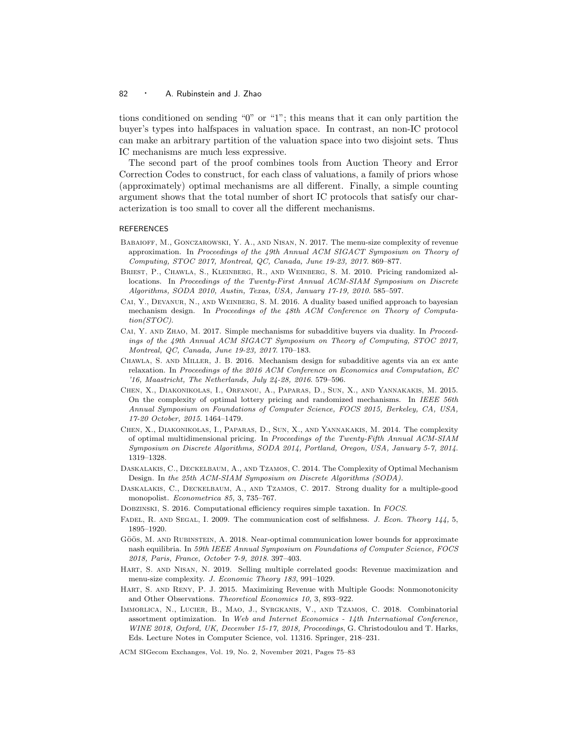tions conditioned on sending "0" or "1"; this means that it can only partition the buyer's types into halfspaces in valuation space. In contrast, an non-IC protocol can make an arbitrary partition of the valuation space into two disjoint sets. Thus IC mechanisms are much less expressive.

The second part of the proof combines tools from Auction Theory and Error Correction Codes to construct, for each class of valuations, a family of priors whose (approximately) optimal mechanisms are all different. Finally, a simple counting argument shows that the total number of short IC protocols that satisfy our characterization is too small to cover all the different mechanisms.

## REFERENCES

Babaioff, M., Gonczarowski, Y. A., and Nisan, N. 2017. The menu-size complexity of revenue approximation. In *Proceedings of the 49th Annual ACM SIGACT Symposium on Theory of Computing, STOC 2017, Montreal, QC, Canada, June 19-23, 2017*. 869–877.

Briest, P., Chawla, S., Kleinberg, R., and Weinberg, S. M. 2010. Pricing randomized allocations. In *Proceedings of the Twenty-First Annual ACM-SIAM Symposium on Discrete Algorithms, SODA 2010, Austin, Texas, USA, January 17-19, 2010*. 585–597.

Cai, Y., Devanur, N., and Weinberg, S. M. 2016. A duality based unified approach to bayesian mechanism design. In *Proceedings of the 48th ACM Conference on Theory of Computation(STOC)*.

Cai, Y. and Zhao, M. 2017. Simple mechanisms for subadditive buyers via duality. In *Proceedings of the 49th Annual ACM SIGACT Symposium on Theory of Computing, STOC 2017, Montreal, QC, Canada, June 19-23, 2017*. 170–183.

Chawla, S. and Miller, J. B. 2016. Mechanism design for subadditive agents via an ex ante relaxation. In *Proceedings of the 2016 ACM Conference on Economics and Computation, EC '16, Maastricht, The Netherlands, July 24-28, 2016*. 579–596.

Chen, X., Diakonikolas, I., Orfanou, A., Paparas, D., Sun, X., and Yannakakis, M. 2015. On the complexity of optimal lottery pricing and randomized mechanisms. In *IEEE 56th Annual Symposium on Foundations of Computer Science, FOCS 2015, Berkeley, CA, USA, 17-20 October, 2015*. 1464–1479.

Chen, X., Diakonikolas, I., Paparas, D., Sun, X., and Yannakakis, M. 2014. The complexity of optimal multidimensional pricing. In *Proceedings of the Twenty-Fifth Annual ACM-SIAM Symposium on Discrete Algorithms, SODA 2014, Portland, Oregon, USA, January 5-7, 2014*. 1319–1328.

Daskalakis, C., Deckelbaum, A., and Tzamos, C. 2014. The Complexity of Optimal Mechanism Design. In *the 25th ACM-SIAM Symposium on Discrete Algorithms (SODA)*.

Daskalakis, C., Deckelbaum, A., and Tzamos, C. 2017. Strong duality for a multiple-good monopolist. *Econometrica 85,* 3, 735–767.

Dobzinski, S. 2016. Computational efficiency requires simple taxation. In *FOCS*.

Fadel, R. and Segal, I. 2009. The communication cost of selfishness. *J. Econ. Theory 144,* 5, 1895–1920.

Göös, M. and Rubinstein, A. 2018. Near-optimal communication lower bounds for approximate nash equilibria. In *59th IEEE Annual Symposium on Foundations of Computer Science, FOCS 2018, Paris, France, October 7-9, 2018*. 397–403.

Hart, S. and Nisan, N. 2019. Selling multiple correlated goods: Revenue maximization and menu-size complexity. *J. Economic Theory 183*, 991–1029.

Hart, S. and Reny, P. J. 2015. Maximizing Revenue with Multiple Goods: Nonmonotonicity and Other Observations. *Theoretical Economics 10,* 3, 893–922.

Immorlica, N., Lucier, B., Mao, J., Syrgkanis, V., and Tzamos, C. 2018. Combinatorial assortment optimization. In *Web and Internet Economics - 14th International Conference, WINE 2018, Oxford, UK, December 15-17, 2018, Proceedings*, G. Christodoulou and T. Harks, Eds. Lecture Notes in Computer Science, vol. 11316. Springer, 218–231.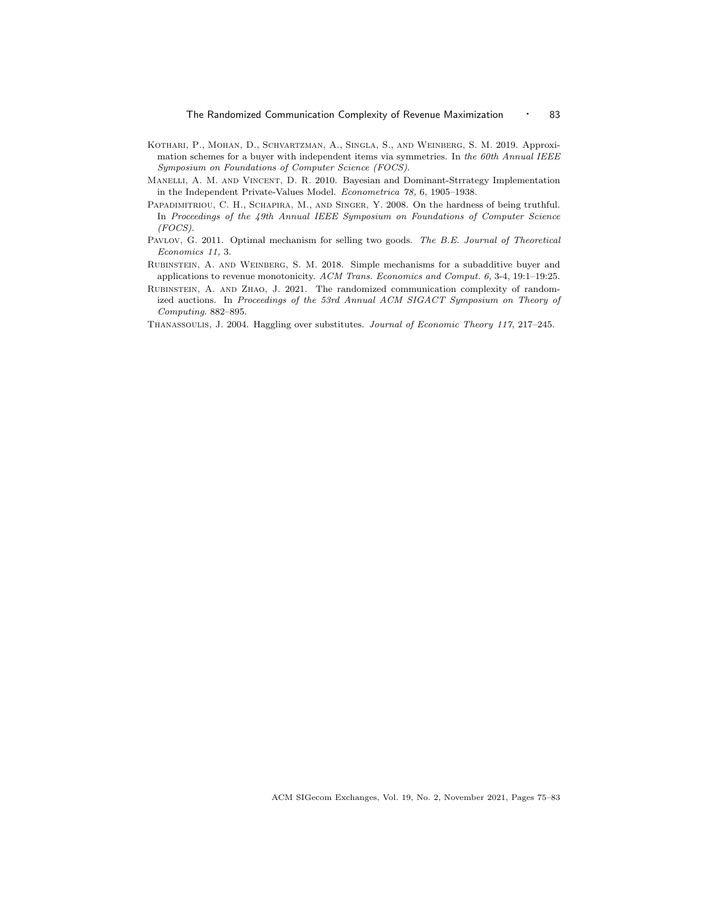Kothari, P., Mohan, D., Schvartzman, A., Singla, S., and Weinberg, S. M. 2019. Approximation schemes for a buyer with independent items via symmetries. In *the 60th Annual IEEE Symposium on Foundations of Computer Science (FOCS)*.

Manelli, A. M. and Vincent, D. R. 2010. Bayesian and Dominant-Strrategy Implementation in the Independent Private-Values Model. *Econometrica 78,* 6, 1905–1938.

Papadimitriou, C. H., Schapira, M., and Singer, Y. 2008. On the hardness of being truthful. In *Proceedings of the 49th Annual IEEE Symposium on Foundations of Computer Science (FOCS)*.

Pavlov, G. 2011. Optimal mechanism for selling two goods. *The B.E. Journal of Theoretical Economics 11,* 3.

Rubinstein, A. and Weinberg, S. M. 2018. Simple mechanisms for a subadditive buyer and applications to revenue monotonicity. *ACM Trans. Economics and Comput. 6,* 3-4, 19:1–19:25.

Rubinstein, A. and Zhao, J. 2021. The randomized communication complexity of randomized auctions. In *Proceedings of the 53rd Annual ACM SIGACT Symposium on Theory of Computing*. 882–895.

Thanassoulis, J. 2004. Haggling over substitutes. *Journal of Economic Theory 117*, 217–245.